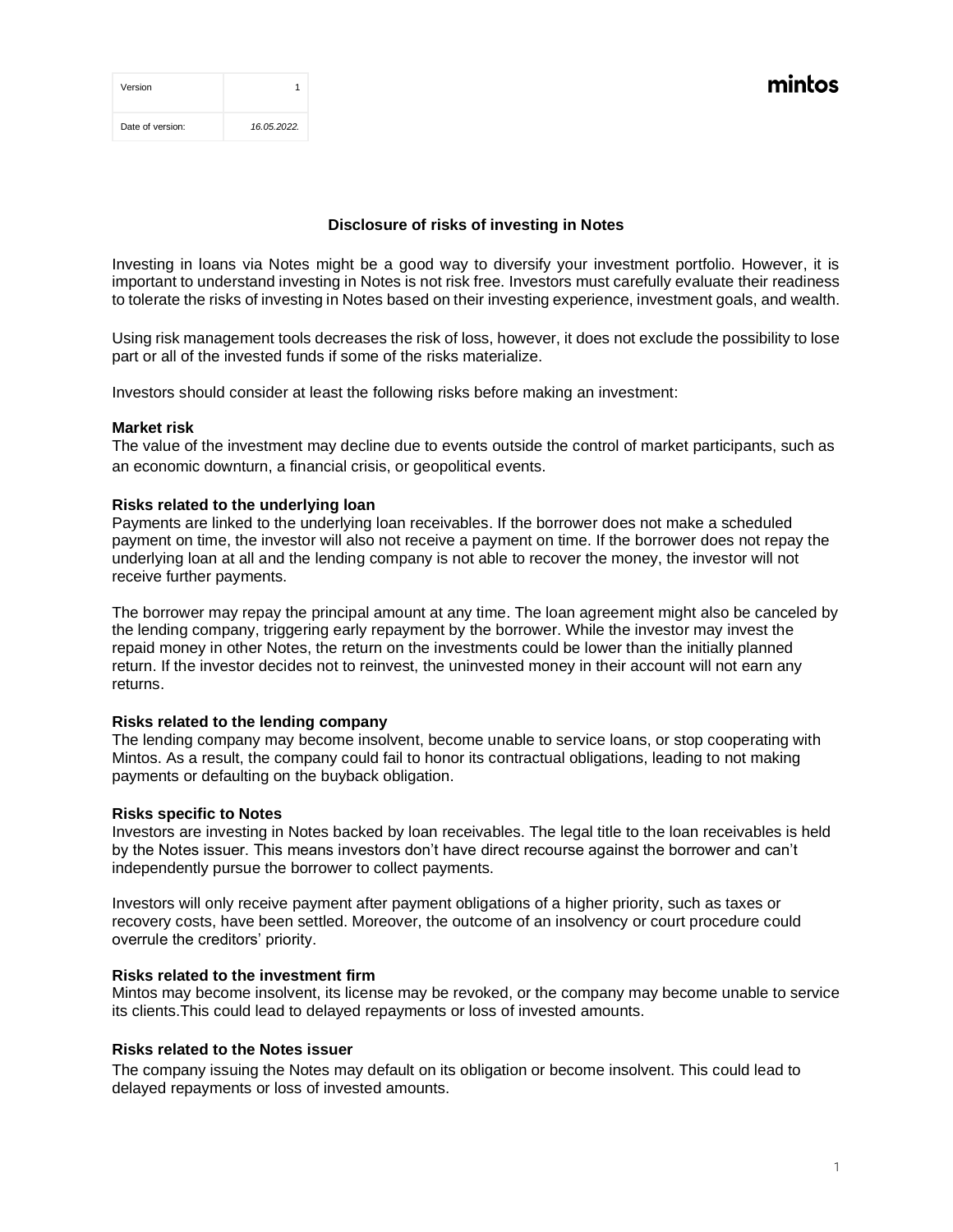| Version | 1 |
| --- | --- |
| Date of version: | *16.05.2022.* |

mintos

# Disclosure of risks of investing in Notes

Investing in loans via Notes might be a good way to diversify your investment portfolio. However, it is important to understand investing in Notes is not risk free. Investors must carefully evaluate their readiness to tolerate the risks of investing in Notes based on their investing experience, investment goals, and wealth.

Using risk management tools decreases the risk of loss, however, it does not exclude the possibility to lose part or all of the invested funds if some of the risks materialize.

Investors should consider at least the following risks before making an investment:

**Market risk**
The value of the investment may decline due to events outside the control of market participants, such as an economic downturn, a financial crisis, or geopolitical events.

**Risks related to the underlying loan**
Payments are linked to the underlying loan receivables. If the borrower does not make a scheduled payment on time, the investor will also not receive a payment on time. If the borrower does not repay the underlying loan at all and the lending company is not able to recover the money, the investor will not receive further payments.

The borrower may repay the principal amount at any time. The loan agreement might also be canceled by the lending company, triggering early repayment by the borrower. While the investor may invest the repaid money in other Notes, the return on the investments could be lower than the initially planned return. If the investor decides not to reinvest, the uninvested money in their account will not earn any returns.

**Risks related to the lending company**
The lending company may become insolvent, become unable to service loans, or stop cooperating with Mintos. As a result, the company could fail to honor its contractual obligations, leading to not making payments or defaulting on the buyback obligation.

**Risks specific to Notes**
Investors are investing in Notes backed by loan receivables. The legal title to the loan receivables is held by the Notes issuer. This means investors don't have direct recourse against the borrower and can't independently pursue the borrower to collect payments.

Investors will only receive payment after payment obligations of a higher priority, such as taxes or recovery costs, have been settled. Moreover, the outcome of an insolvency or court procedure could overrule the creditors' priority.

**Risks related to the investment firm**
Mintos may become insolvent, its license may be revoked, or the company may become unable to service its clients.This could lead to delayed repayments or loss of invested amounts.

**Risks related to the Notes issuer**
The company issuing the Notes may default on its obligation or become insolvent. This could lead to delayed repayments or loss of invested amounts.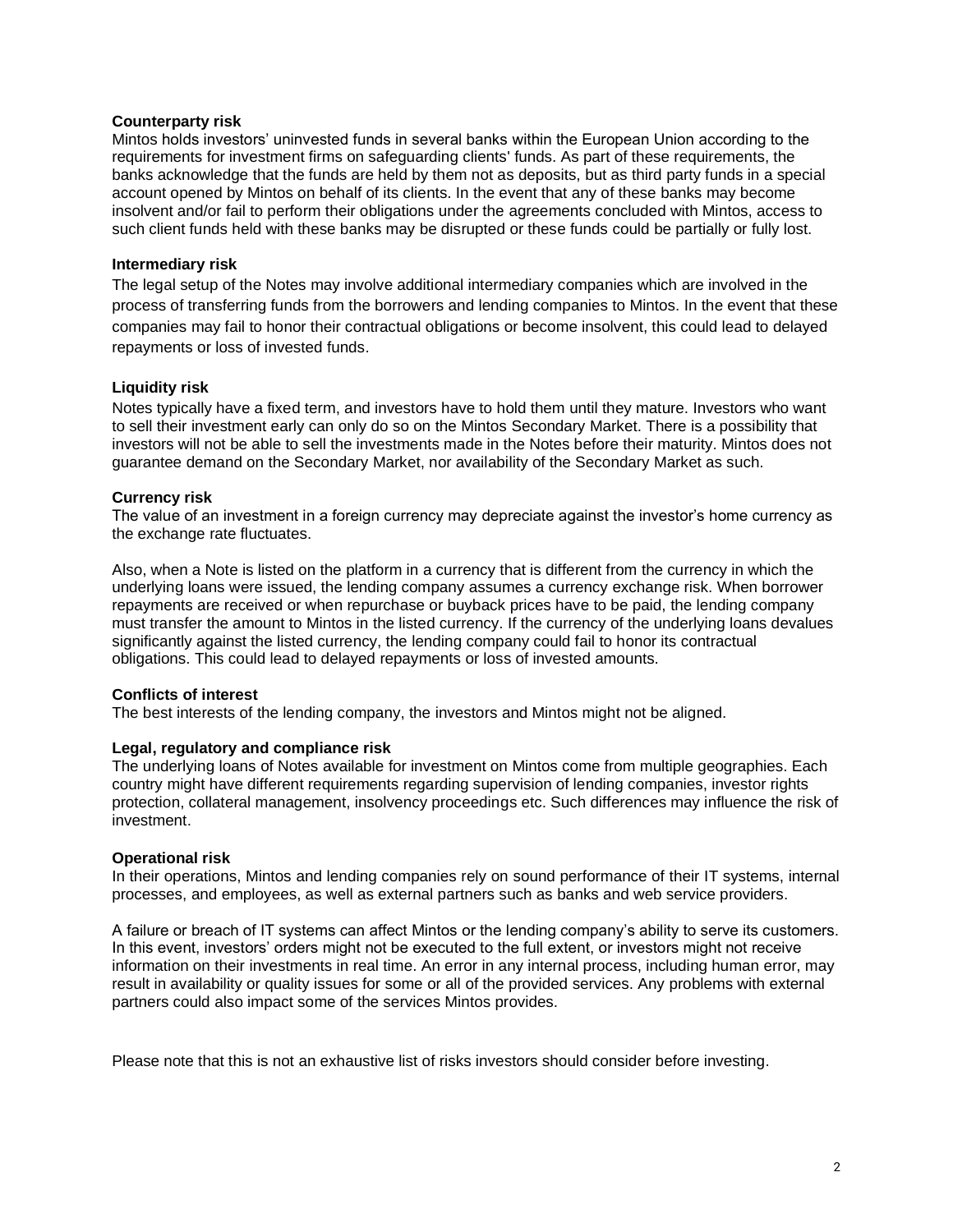**Counterparty risk**

Mintos holds investors' uninvested funds in several banks within the European Union according to the requirements for investment firms on safeguarding clients' funds. As part of these requirements, the banks acknowledge that the funds are held by them not as deposits, but as third party funds in a special account opened by Mintos on behalf of its clients. In the event that any of these banks may become insolvent and/or fail to perform their obligations under the agreements concluded with Mintos, access to such client funds held with these banks may be disrupted or these funds could be partially or fully lost.

**Intermediary risk**

The legal setup of the Notes may involve additional intermediary companies which are involved in the process of transferring funds from the borrowers and lending companies to Mintos. In the event that these companies may fail to honor their contractual obligations or become insolvent, this could lead to delayed repayments or loss of invested funds.

**Liquidity risk**

Notes typically have a fixed term, and investors have to hold them until they mature. Investors who want to sell their investment early can only do so on the Mintos Secondary Market. There is a possibility that investors will not be able to sell the investments made in the Notes before their maturity. Mintos does not guarantee demand on the Secondary Market, nor availability of the Secondary Market as such.

**Currency risk**

The value of an investment in a foreign currency may depreciate against the investor's home currency as the exchange rate fluctuates.

Also, when a Note is listed on the platform in a currency that is different from the currency in which the underlying loans were issued, the lending company assumes a currency exchange risk. When borrower repayments are received or when repurchase or buyback prices have to be paid, the lending company must transfer the amount to Mintos in the listed currency. If the currency of the underlying loans devalues significantly against the listed currency, the lending company could fail to honor its contractual obligations. This could lead to delayed repayments or loss of invested amounts.

**Conflicts of interest**

The best interests of the lending company, the investors and Mintos might not be aligned.

**Legal, regulatory and compliance risk**

The underlying loans of Notes available for investment on Mintos come from multiple geographies. Each country might have different requirements regarding supervision of lending companies, investor rights protection, collateral management, insolvency proceedings etc. Such differences may influence the risk of investment.

**Operational risk**

In their operations, Mintos and lending companies rely on sound performance of their IT systems, internal processes, and employees, as well as external partners such as banks and web service providers.

A failure or breach of IT systems can affect Mintos or the lending company's ability to serve its customers. In this event, investors' orders might not be executed to the full extent, or investors might not receive information on their investments in real time. An error in any internal process, including human error, may result in availability or quality issues for some or all of the provided services. Any problems with external partners could also impact some of the services Mintos provides.

Please note that this is not an exhaustive list of risks investors should consider before investing.